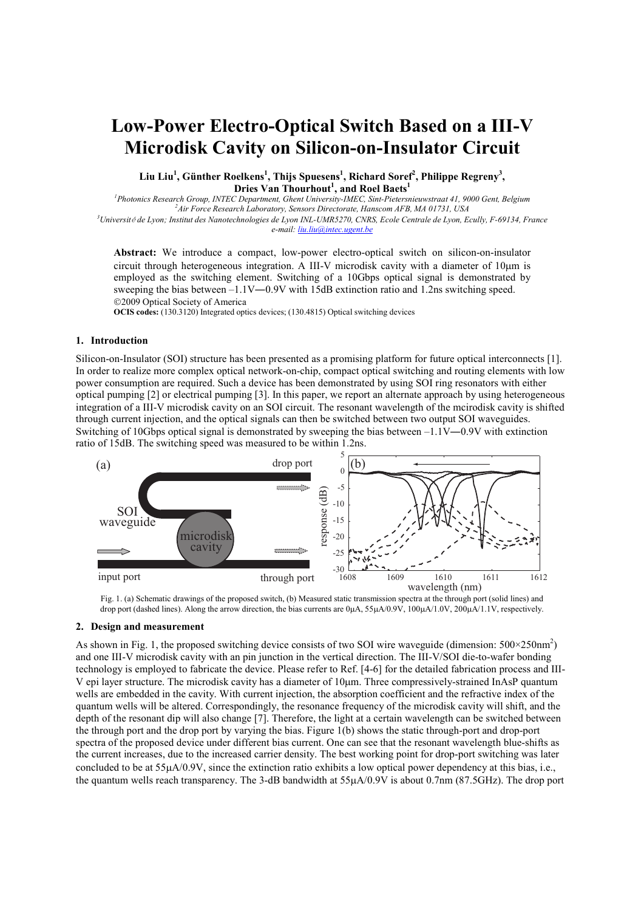# Low-Power Electro-Optical Switch Based on a III-V Microdisk Cavity on Silicon-on-Insulator Circuit

**Liu Liu[1], Günther Roelkens[1], Thijs Spuesens[1], Richard Soref[2], Philippe Regreny[3], Dries Van Thourhout[1], and Roel Baets[1]**

[1]*Photonics Research Group, INTEC Department, Ghent University-IMEC, Sint-Pietersnieuwstraat 41, 9000 Gent, Belgium*
[2]*Air Force Research Laboratory, Sensors Directorate, Hanscom AFB, MA 01731, USA*
[3]*Université de Lyon; Institut des Nanotechnologies de Lyon INL-UMR5270, CNRS, Ecole Centrale de Lyon, Ecully, F-69134, France*
*e-mail: liu.liu@intec.ugent.be*

**Abstract:** We introduce a compact, low-power electro-optical switch on silicon-on-insulator circuit through heterogeneous integration. A III-V microdisk cavity with a diameter of 10μm is employed as the switching element. Switching of a 10Gbps optical signal is demonstrated by sweeping the bias between –1.1V—0.9V with 15dB extinction ratio and 1.2ns switching speed.
©2009 Optical Society of America
**OCIS codes:** (130.3120) Integrated optics devices; (130.4815) Optical switching devices

## 1. Introduction

Silicon-on-Insulator (SOI) structure has been presented as a promising platform for future optical interconnects [1]. In order to realize more complex optical network-on-chip, compact optical switching and routing elements with low power consumption are required. Such a device has been demonstrated by using SOI ring resonators with either optical pumping [2] or electrical pumping [3]. In this paper, we report an alternate approach by using heterogeneous integration of a III-V microdisk cavity on an SOI circuit. The resonant wavelength of the mcirodisk cavity is shifted through current injection, and the optical signals can then be switched between two output SOI waveguides. Switching of 10Gbps optical signal is demonstrated by sweeping the bias between –1.1V—0.9V with extinction ratio of 15dB. The switching speed was measured to be within 1.2ns.

Fig. 1. (a) Schematic drawings of the proposed switch, (b) Measured static transmission spectra at the through port (solid lines) and drop port (dashed lines). Along the arrow direction, the bias currents are 0μA, 55μA/0.9V, 100μA/1.0V, 200μA/1.1V, respectively.

## 2. Design and measurement

As shown in Fig. 1, the proposed switching device consists of two SOI wire waveguide (dimension: $500\times250\text{nm}^2$) and one III-V microdisk cavity with an pin junction in the vertical direction. The III-V/SOI die-to-wafer bonding technology is employed to fabricate the device. Please refer to Ref. [4-6] for the detailed fabrication process and III-V epi layer structure. The microdisk cavity has a diameter of 10μm. Three compressively-strained InAsP quantum wells are embedded in the cavity. With current injection, the absorption coefficient and the refractive index of the quantum wells will be altered. Correspondingly, the resonance frequency of the microdisk cavity will shift, and the depth of the resonant dip will also change [7]. Therefore, the light at a certain wavelength can be switched between the through port and the drop port by varying the bias. Figure 1(b) shows the static through-port and drop-port spectra of the proposed device under different bias current. One can see that the resonant wavelength blue-shifts as the current increases, due to the increased carrier density. The best working point for drop-port switching was later concluded to be at 55μA/0.9V, since the extinction ratio exhibits a low optical power dependency at this bias, i.e., the quantum wells reach transparency. The 3-dB bandwidth at 55μA/0.9V is about 0.7nm (87.5GHz). The drop port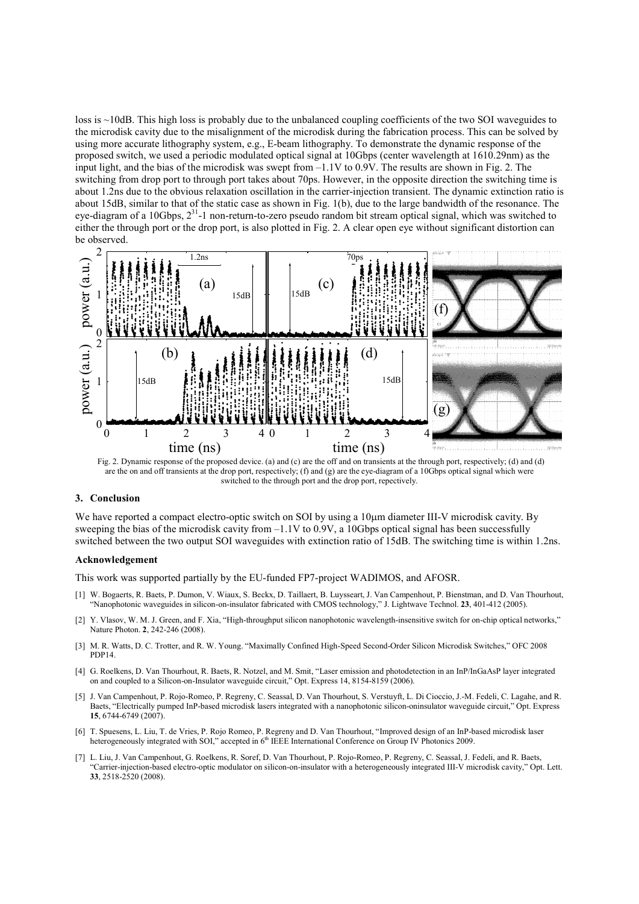loss is ~10dB. This high loss is probably due to the unbalanced coupling coefficients of the two SOI waveguides to the microdisk cavity due to the misalignment of the microdisk during the fabrication process. This can be solved by using more accurate lithography system, e.g., E-beam lithography. To demonstrate the dynamic response of the proposed switch, we used a periodic modulated optical signal at 10Gbps (center wavelength at 1610.29nm) as the input light, and the bias of the microdisk was swept from –1.1V to 0.9V. The results are shown in Fig. 2. The switching from drop port to through port takes about 70ps. However, in the opposite direction the switching time is about 1.2ns due to the obvious relaxation oscillation in the carrier-injection transient. The dynamic extinction ratio is about 15dB, similar to that of the static case as shown in Fig. 1(b), due to the large bandwidth of the resonance. The eye-diagram of a 10Gbps, $2^{31}$-1 non-return-to-zero pseudo random bit stream optical signal, which was switched to either the through port or the drop port, is also plotted in Fig. 2. A clear open eye without significant distortion can be observed.

power (a.u.)
time (ns)
1.2ns
70ps
15dB
(a) (b) (c) (d) (f) (g)

Fig. 2. Dynamic response of the proposed device. (a) and (c) are the off and on transients at the through port, respectively; (d) and (d) are the on and off transients at the drop port, respectively; (f) and (g) are the eye-diagram of a 10Gbps optical signal which were switched to the through port and the drop port, repectively.

### 3. Conclusion

We have reported a compact electro-optic switch on SOI by using a 10μm diameter III-V microdisk cavity. By sweeping the bias of the microdisk cavity from –1.1V to 0.9V, a 10Gbps optical signal has been successfully switched between the two output SOI waveguides with extinction ratio of 15dB. The switching time is within 1.2ns.

### Acknowledgement

This work was supported partially by the EU-funded FP7-project WADIMOS, and AFOSR.

[1] W. Bogaerts, R. Baets, P. Dumon, V. Wiaux, S. Beckx, D. Taillaert, B. Luyssaert, J. Van Campenhout, P. Bienstman, and D. Van Thourhout, "Nanophotonic waveguides in silicon-on-insulator fabricated with CMOS technology," J. Lightwave Technol. **23**, 401-412 (2005).

[2] Y. Vlasov, W. M. J. Green, and F. Xia, "High-throughput silicon nanophotonic wavelength-insensitive switch for on-chip optical networks," Nature Photon. **2**, 242-246 (2008).

[3] M. R. Watts, D. C. Trotter, and R. W. Young. "Maximally Confined High-Speed Second-Order Silicon Microdisk Switches," OFC 2008 PDP14.

[4] G. Roelkens, D. Van Thourhout, R. Baets, R. Notzel, and M. Smit, "Laser emission and photodetection in an InP/InGaAsP layer integrated on and coupled to a Silicon-on-Insulator waveguide circuit," Opt. Express 14, 8154-8159 (2006).

[5] J. Van Campenhout, P. Rojo-Romeo, P. Regreny, C. Seassal, D. Van Thourhout, S. Verstuyft, L. Di Cioccio, J.-M. Fedeli, C. Lagahe, and R. Baets, "Electrically pumped InP-based microdisk lasers integrated with a nanophotonic silicon-oninsulator waveguide circuit," Opt. Express **15**, 6744-6749 (2007).

[6] T. Spuesens, L. Liu, T. de Vries, P. Rojo Romeo, P. Regreny and D. Van Thourhout, "Improved design of an InP-based microdisk laser heterogeneously integrated with SOI," accepted in 6th IEEE International Conference on Group IV Photonics 2009.

[7] L. Liu, J. Van Campenhout, G. Roelkens, R. Soref, D. Van Thourhout, P. Rojo-Romeo, P. Regreny, C. Seassal, J. Fedeli, and R. Baets, "Carrier-injection-based electro-optic modulator on silicon-on-insulator with a heterogeneously integrated III-V microdisk cavity," Opt. Lett. **33**, 2518-2520 (2008).